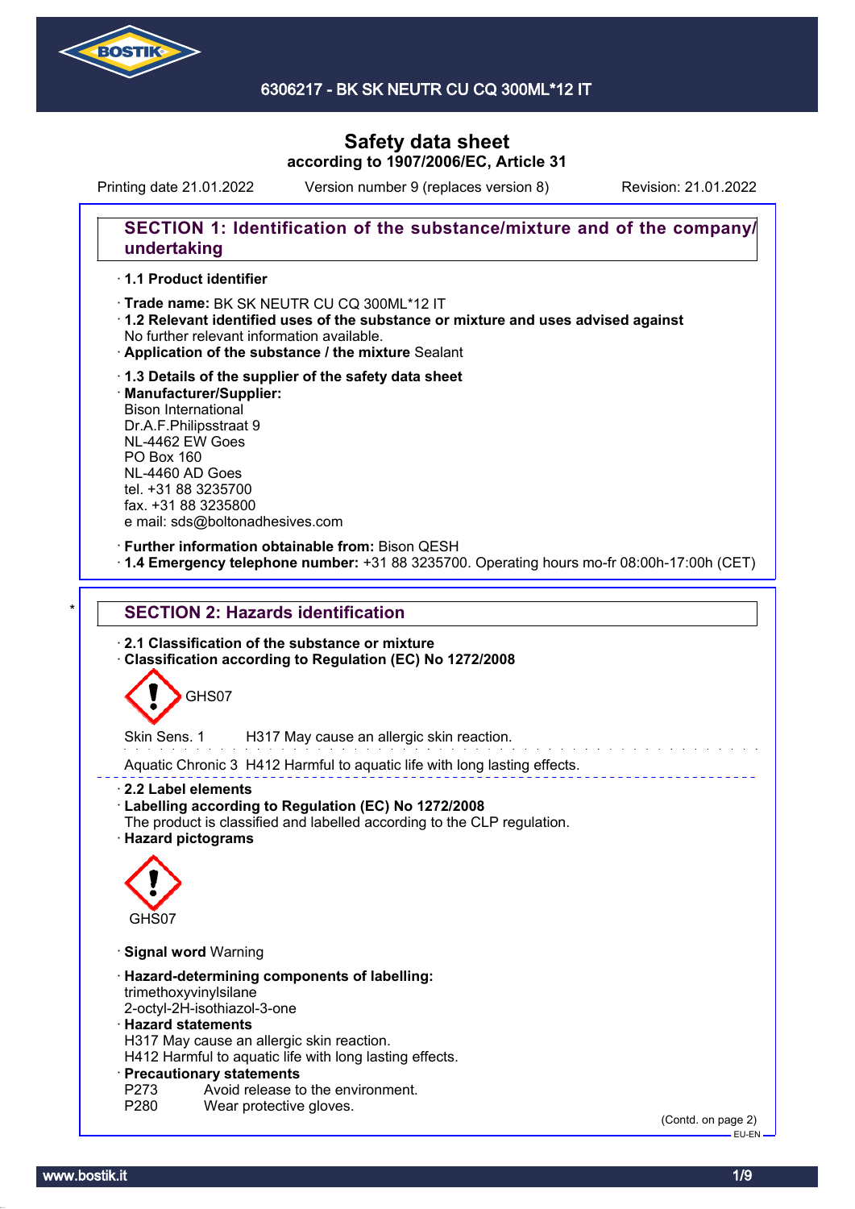# Safety data sheet
**according to 1907/2006/EC, Article 31**

Printing date 21.01.2022 Version number 9 (replaces version 8) Revision: 21.01.2022

## SECTION 1: Identification of the substance/mixture and of the company/undertaking

· **1.1 Product identifier**

· **Trade name:** BK SK NEUTR CU CQ 300ML*12 IT

· **1.2 Relevant identified uses of the substance or mixture and uses advised against**
No further relevant information available.

· **Application of the substance / the mixture** Sealant

· **1.3 Details of the supplier of the safety data sheet**

· **Manufacturer/Supplier:**
Bison International
Dr.A.F.Philipsstraat 9
NL-4462 EW Goes
PO Box 160
NL-4460 AD Goes
tel. +31 88 3235700
fax. +31 88 3235800
e mail: sds@boltonadhesives.com

· **Further information obtainable from:** Bison QESH

· **1.4 Emergency telephone number:** +31 88 3235700. Operating hours mo-fr 08:00h-17:00h (CET)

## * SECTION 2: Hazards identification

· **2.1 Classification of the substance or mixture**

· **Classification according to Regulation (EC) No 1272/2008**

GHS07

Skin Sens. 1 H317 May cause an allergic skin reaction.

Aquatic Chronic 3 H412 Harmful to aquatic life with long lasting effects.

· **2.2 Label elements**

· **Labelling according to Regulation (EC) No 1272/2008**
The product is classified and labelled according to the CLP regulation.

· **Hazard pictograms**

GHS07

· **Signal word** Warning

· **Hazard-determining components of labelling:**
trimethoxyvinylsilane
2-octyl-2H-isothiazol-3-one

· **Hazard statements**
H317 May cause an allergic skin reaction.
H412 Harmful to aquatic life with long lasting effects.

· **Precautionary statements**
P273 Avoid release to the environment.
P280 Wear protective gloves.

(Contd. on page 2)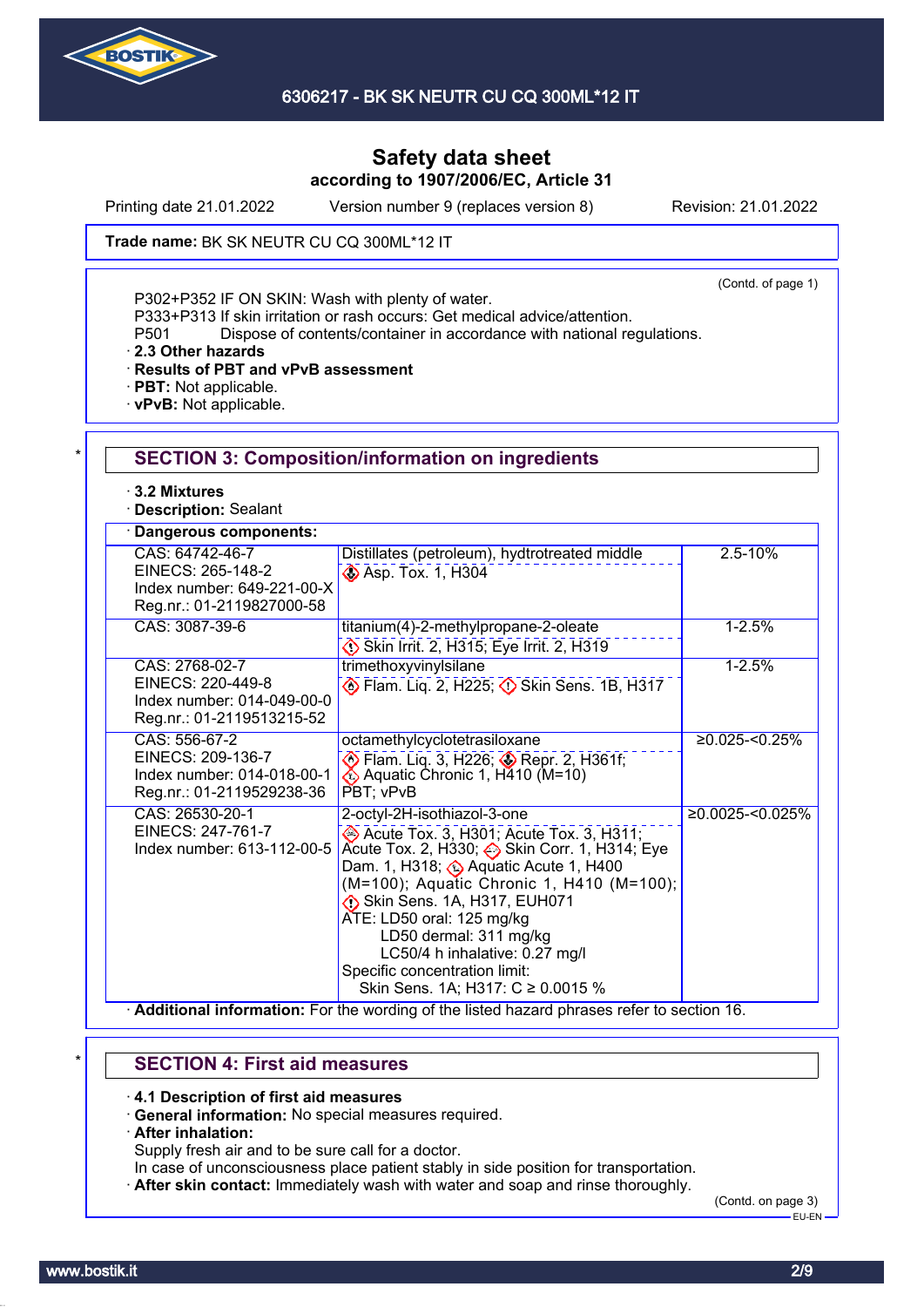Trade name: BK SK NEUTR CU CQ 300ML*12 IT

(Contd. of page 1)

P302+P352 IF ON SKIN: Wash with plenty of water.
P333+P313 If skin irritation or rash occurs: Get medical advice/attention.
P501 Dispose of contents/container in accordance with national regulations.

· **2.3 Other hazards**
· **Results of PBT and vPvB assessment**
· **PBT:** Not applicable.
· **vPvB:** Not applicable.

## SECTION 3: Composition/information on ingredients

· **3.2 Mixtures**
· **Description:** Sealant

| · **Dangerous components:** | | |
|---|---|---|
| CAS: 64742-46-7<br>EINECS: 265-148-2<br>Index number: 649-221-00-X<br>Reg.nr.: 01-2119827000-58 | Distillates (petroleum), hydtrotreated middle<br>Asp. Tox. 1, H304 | 2.5-10% |
| CAS: 3087-39-6 | titanium(4)-2-methylpropane-2-oleate<br>Skin Irrit. 2, H315; Eye Irrit. 2, H319 | 1-2.5% |
| CAS: 2768-02-7<br>EINECS: 220-449-8<br>Index number: 014-049-00-0<br>Reg.nr.: 01-2119513215-52 | trimethoxyvinylsilane<br>Flam. Liq. 2, H225; Skin Sens. 1B, H317 | 1-2.5% |
| CAS: 556-67-2<br>EINECS: 209-136-7<br>Index number: 014-018-00-1<br>Reg.nr.: 01-2119529238-36 | octamethylcyclotetrasiloxane<br>Flam. Liq. 3, H226; Repr. 2, H361f; Aquatic Chronic 1, H410 (M=10)<br>PBT; vPvB | ≥0.025-<0.25% |
| CAS: 26530-20-1<br>EINECS: 247-761-7<br>Index number: 613-112-00-5 | 2-octyl-2H-isothiazol-3-one<br>Acute Tox. 3, H301; Acute Tox. 3, H311; Acute Tox. 2, H330; Skin Corr. 1, H314; Eye Dam. 1, H318; Aquatic Acute 1, H400 (M=100); Aquatic Chronic 1, H410 (M=100); Skin Sens. 1A, H317, EUH071<br>ATE: LD50 oral: 125 mg/kg<br>LD50 dermal: 311 mg/kg<br>LC50/4 h inhalative: 0.27 mg/l<br>Specific concentration limit:<br>Skin Sens. 1A; H317: C ≥ 0.0015 % | ≥0.0025-<0.025% |

· **Additional information:** For the wording of the listed hazard phrases refer to section 16.

## SECTION 4: First aid measures

· **4.1 Description of first aid measures**
· **General information:** No special measures required.
· **After inhalation:**
Supply fresh air and to be sure call for a doctor.
In case of unconsciousness place patient stably in side position for transportation.
· **After skin contact:** Immediately wash with water and soap and rinse thoroughly.

(Contd. on page 3)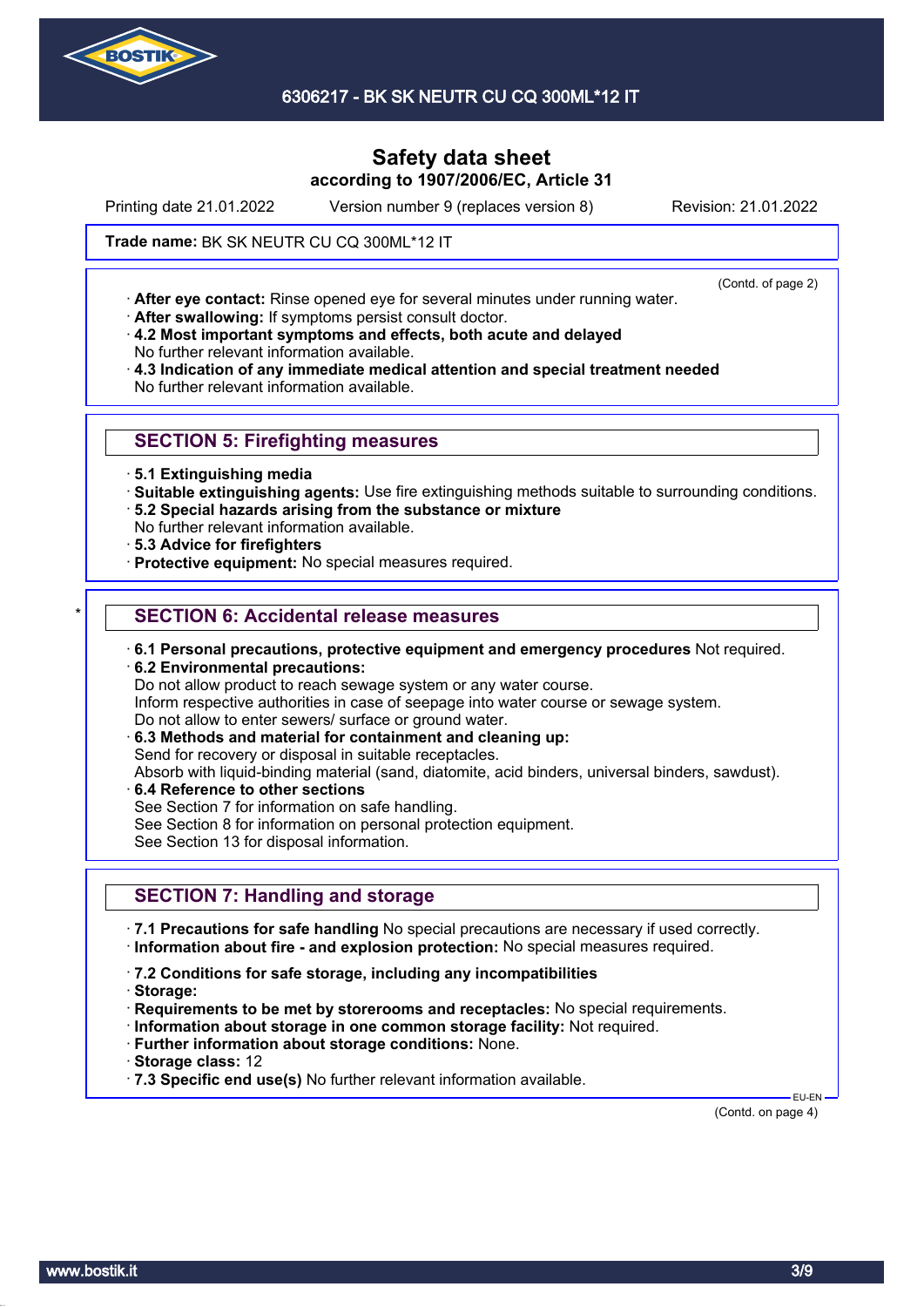# Safety data sheet
according to 1907/2006/EC, Article 31

Printing date 21.01.2022 Version number 9 (replaces version 8) Revision: 21.01.2022

**Trade name:** BK SK NEUTR CU CQ 300ML*12 IT

(Contd. of page 2)

- **After eye contact:** Rinse opened eye for several minutes under running water.
- **After swallowing:** If symptoms persist consult doctor.
- **4.2 Most important symptoms and effects, both acute and delayed**
  No further relevant information available.
- **4.3 Indication of any immediate medical attention and special treatment needed**
  No further relevant information available.

## SECTION 5: Firefighting measures

- **5.1 Extinguishing media**
- **Suitable extinguishing agents:** Use fire extinguishing methods suitable to surrounding conditions.
- **5.2 Special hazards arising from the substance or mixture**
  No further relevant information available.
- **5.3 Advice for firefighters**
- **Protective equipment:** No special measures required.

## * SECTION 6: Accidental release measures

- **6.1 Personal precautions, protective equipment and emergency procedures** Not required.
- **6.2 Environmental precautions:**
  Do not allow product to reach sewage system or any water course.
  Inform respective authorities in case of seepage into water course or sewage system.
  Do not allow to enter sewers/ surface or ground water.
- **6.3 Methods and material for containment and cleaning up:**
  Send for recovery or disposal in suitable receptacles.
  Absorb with liquid-binding material (sand, diatomite, acid binders, universal binders, sawdust).
- **6.4 Reference to other sections**
  See Section 7 for information on safe handling.
  See Section 8 for information on personal protection equipment.
  See Section 13 for disposal information.

## SECTION 7: Handling and storage

- **7.1 Precautions for safe handling** No special precautions are necessary if used correctly.
- **Information about fire - and explosion protection:** No special measures required.
- **7.2 Conditions for safe storage, including any incompatibilities**
- **Storage:**
- **Requirements to be met by storerooms and receptacles:** No special requirements.
- **Information about storage in one common storage facility:** Not required.
- **Further information about storage conditions:** None.
- **Storage class:** 12
- **7.3 Specific end use(s)** No further relevant information available.

EU-EN

(Contd. on page 4)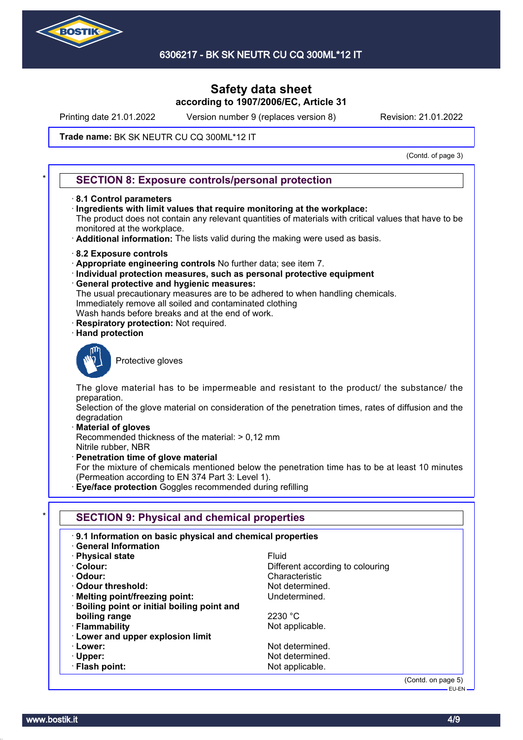Safety data sheet
according to 1907/2006/EC, Article 31

Printing date 21.01.2022 Version number 9 (replaces version 8) Revision: 21.01.2022

**Trade name:** BK SK NEUTR CU CQ 300ML*12 IT

(Contd. of page 3)

## SECTION 8: Exposure controls/personal protection

· **8.1 Control parameters**
· **Ingredients with limit values that require monitoring at the workplace:**
The product does not contain any relevant quantities of materials with critical values that have to be monitored at the workplace.
· **Additional information:** The lists valid during the making were used as basis.

· **8.2 Exposure controls**
· **Appropriate engineering controls** No further data; see item 7.
· **Individual protection measures, such as personal protective equipment**
· **General protective and hygienic measures:**
The usual precautionary measures are to be adhered to when handling chemicals.
Immediately remove all soiled and contaminated clothing
Wash hands before breaks and at the end of work.
· **Respiratory protection:** Not required.
· **Hand protection**

Protective gloves

The glove material has to be impermeable and resistant to the product/ the substance/ the preparation.
Selection of the glove material on consideration of the penetration times, rates of diffusion and the degradation
· **Material of gloves**
Recommended thickness of the material: > 0,12 mm
Nitrile rubber, NBR
· **Penetration time of glove material**
For the mixture of chemicals mentioned below the penetration time has to be at least 10 minutes (Permeation according to EN 374 Part 3: Level 1).
· **Eye/face protection** Goggles recommended during refilling

## SECTION 9: Physical and chemical properties

· **9.1 Information on basic physical and chemical properties**
· **General Information**

| | |
|---|---|
| · **Physical state** | Fluid |
| · **Colour:** | Different according to colouring |
| · **Odour:** | Characteristic |
| · **Odour threshold:** | Not determined. |
| · **Melting point/freezing point:** | Undetermined. |
| · **Boiling point or initial boiling point and boiling range** | 2230 °C |
| · **Flammability** | Not applicable. |
| · **Lower and upper explosion limit** | |
| · **Lower:** | Not determined. |
| · **Upper:** | Not determined. |
| · **Flash point:** | Not applicable. |

(Contd. on page 5)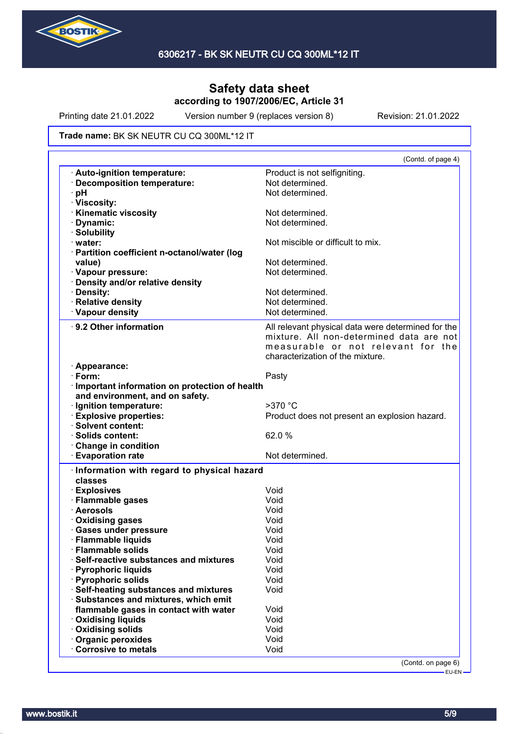Safety data sheet
according to 1907/2006/EC, Article 31

Printing date 21.01.2022 Version number 9 (replaces version 8) Revision: 21.01.2022

**Trade name:** BK SK NEUTR CU CQ 300ML*12 IT

(Contd. of page 4)

| | |
|---|---|
| · **Auto-ignition temperature:** | Product is not selfigniting. |
| · **Decomposition temperature:** | Not determined. |
| · **pH** | Not determined. |
| · **Viscosity:** | |
| · **Kinematic viscosity** | Not determined. |
| · **Dynamic:** | Not determined. |
| · **Solubility** | |
| · **water:** | Not miscible or difficult to mix. |
| · **Partition coefficient n-octanol/water (log value)** | Not determined. |
| · **Vapour pressure:** | Not determined. |
| · **Density and/or relative density** | |
| · **Density:** | Not determined. |
| · **Relative density** | Not determined. |
| · **Vapour density** | Not determined. |

| | |
|---|---|
| · **9.2 Other information** | All relevant physical data were determined for the mixture. All non-determined data are not measurable or not relevant for the characterization of the mixture. |
| · **Appearance:** | |
| · **Form:** | Pasty |
| · **Important information on protection of health and environment, and on safety.** | |
| · **Ignition temperature:** | >370 °C |
| · **Explosive properties:** | Product does not present an explosion hazard. |
| · **Solvent content:** | |
| · **Solids content:** | 62.0 % |
| · **Change in condition** | |
| · **Evaporation rate** | Not determined. |

| | |
|---|---|
| · **Information with regard to physical hazard classes** | |
| · **Explosives** | Void |
| · **Flammable gases** | Void |
| · **Aerosols** | Void |
| · **Oxidising gases** | Void |
| · **Gases under pressure** | Void |
| · **Flammable liquids** | Void |
| · **Flammable solids** | Void |
| · **Self-reactive substances and mixtures** | Void |
| · **Pyrophoric liquids** | Void |
| · **Pyrophoric solids** | Void |
| · **Self-heating substances and mixtures** | Void |
| · **Substances and mixtures, which emit flammable gases in contact with water** | Void |
| · **Oxidising liquids** | Void |
| · **Oxidising solids** | Void |
| · **Organic peroxides** | Void |
| · **Corrosive to metals** | Void |

(Contd. on page 6)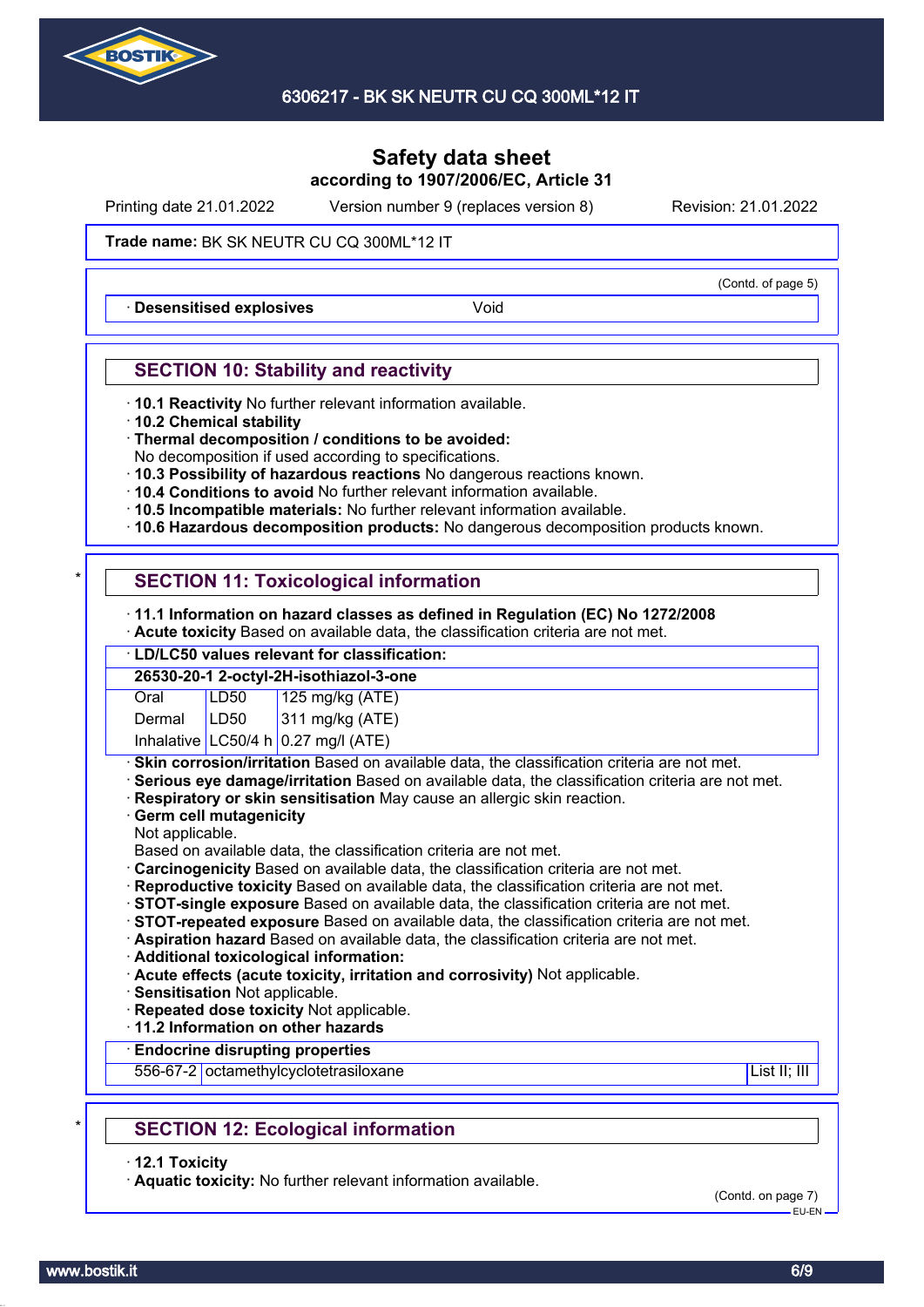# Safety data sheet
according to 1907/2006/EC, Article 31

Printing date 21.01.2022 Version number 9 (replaces version 8) Revision: 21.01.2022

**Trade name:** BK SK NEUTR CU CQ 300ML*12 IT

(Contd. of page 5)

| · **Desensitised explosives** | Void |
|---|---|

## SECTION 10: Stability and reactivity

· **10.1 Reactivity** No further relevant information available.
· **10.2 Chemical stability**
· **Thermal decomposition / conditions to be avoided:**
No decomposition if used according to specifications.
· **10.3 Possibility of hazardous reactions** No dangerous reactions known.
· **10.4 Conditions to avoid** No further relevant information available.
· **10.5 Incompatible materials:** No further relevant information available.
· **10.6 Hazardous decomposition products:** No dangerous decomposition products known.

## * SECTION 11: Toxicological information

· **11.1 Information on hazard classes as defined in Regulation (EC) No 1272/2008**
· **Acute toxicity** Based on available data, the classification criteria are not met.

| · **LD/LC50 values relevant for classification:** | | |
|---|---|---|
| **26530-20-1 2-octyl-2H-isothiazol-3-one** | | |
| Oral | LD50 | 125 mg/kg (ATE) |
| Dermal | LD50 | 311 mg/kg (ATE) |
| Inhalative | LC50/4 h | 0.27 mg/l (ATE) |

· **Skin corrosion/irritation** Based on available data, the classification criteria are not met.
· **Serious eye damage/irritation** Based on available data, the classification criteria are not met.
· **Respiratory or skin sensitisation** May cause an allergic skin reaction.
· **Germ cell mutagenicity**
Not applicable.
Based on available data, the classification criteria are not met.
· **Carcinogenicity** Based on available data, the classification criteria are not met.
· **Reproductive toxicity** Based on available data, the classification criteria are not met.
· **STOT-single exposure** Based on available data, the classification criteria are not met.
· **STOT-repeated exposure** Based on available data, the classification criteria are not met.
· **Aspiration hazard** Based on available data, the classification criteria are not met.
· **Additional toxicological information:**
· **Acute effects (acute toxicity, irritation and corrosivity)** Not applicable.
· **Sensitisation** Not applicable.
· **Repeated dose toxicity** Not applicable.
· **11.2 Information on other hazards**

| · **Endocrine disrupting properties** | | |
|---|---|---|
| 556-67-2 | octamethylcyclotetrasiloxane | List II; III |

## * SECTION 12: Ecological information

· **12.1 Toxicity**
· **Aquatic toxicity:** No further relevant information available.

(Contd. on page 7)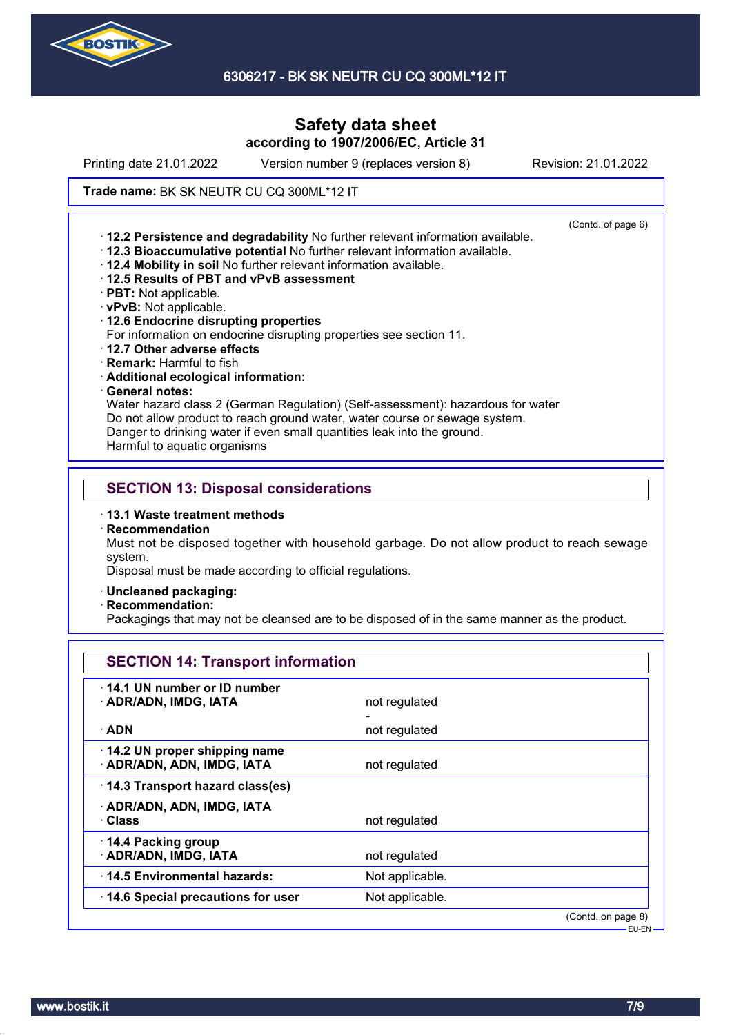# Safety data sheet
**according to 1907/2006/EC, Article 31**

Printing date 21.01.2022 Version number 9 (replaces version 8) Revision: 21.01.2022

**Trade name:** BK SK NEUTR CU CQ 300ML*12 IT

(Contd. of page 6)

- **12.2 Persistence and degradability** No further relevant information available.
- **12.3 Bioaccumulative potential** No further relevant information available.
- **12.4 Mobility in soil** No further relevant information available.
- **12.5 Results of PBT and vPvB assessment**
- **PBT:** Not applicable.
- **vPvB:** Not applicable.
- **12.6 Endocrine disrupting properties**
  For information on endocrine disrupting properties see section 11.
- **12.7 Other adverse effects**
- **Remark:** Harmful to fish
- **Additional ecological information:**
- **General notes:**
  Water hazard class 2 (German Regulation) (Self-assessment): hazardous for water
  Do not allow product to reach ground water, water course or sewage system.
  Danger to drinking water if even small quantities leak into the ground.
  Harmful to aquatic organisms

## SECTION 13: Disposal considerations

- **13.1 Waste treatment methods**
- **Recommendation**
  Must not be disposed together with household garbage. Do not allow product to reach sewage system.
  Disposal must be made according to official regulations.
- **Uncleaned packaging:**
- **Recommendation:**
  Packagings that may not be cleansed are to be disposed of in the same manner as the product.

## SECTION 14: Transport information

| | |
|---|---|
| **14.1 UN number or ID number** | |
| **ADR/ADN, IMDG, IATA** | not regulated |
| | - |
| **ADN** | not regulated |
| **14.2 UN proper shipping name** | |
| **ADR/ADN, ADN, IMDG, IATA** | not regulated |
| **14.3 Transport hazard class(es)** | |
| **ADR/ADN, ADN, IMDG, IATA** | |
| **Class** | not regulated |
| **14.4 Packing group** | |
| **ADR/ADN, IMDG, IATA** | not regulated |
| **14.5 Environmental hazards:** | Not applicable. |
| **14.6 Special precautions for user** | Not applicable. |

(Contd. on page 8)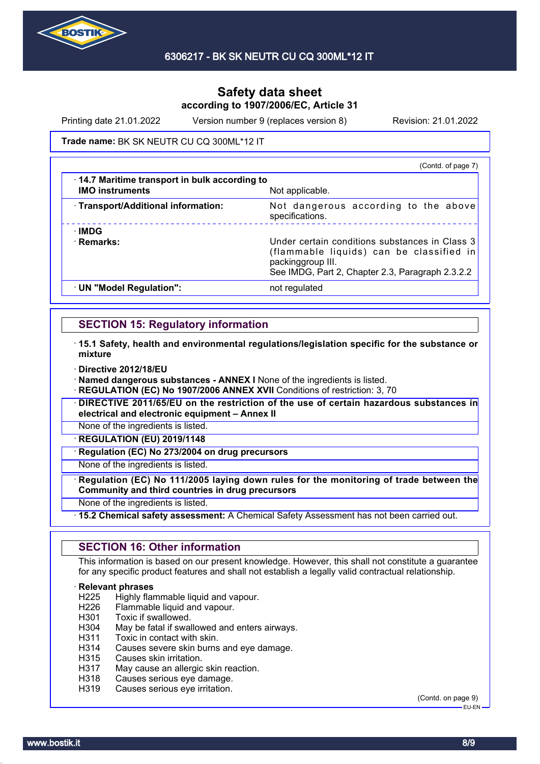**Trade name:** BK SK NEUTR CU CQ 300ML*12 IT

(Contd. of page 7)

| | |
|---|---|
| · **14.7 Maritime transport in bulk according to IMO instruments** | Not applicable. |
| · **Transport/Additional information:** | Not dangerous according to the above specifications. |
| · **IMDG** · **Remarks:** | Under certain conditions substances in Class 3 (flammable liquids) can be classified in packinggroup III. See IMDG, Part 2, Chapter 2.3, Paragraph 2.3.2.2 |
| · **UN "Model Regulation":** | not regulated |

## SECTION 15: Regulatory information

· **15.1 Safety, health and environmental regulations/legislation specific for the substance or mixture**

· **Directive 2012/18/EU**
· **Named dangerous substances - ANNEX I** None of the ingredients is listed.
· **REGULATION (EC) No 1907/2006 ANNEX XVII** Conditions of restriction: 3, 70

· **DIRECTIVE 2011/65/EU on the restriction of the use of certain hazardous substances in electrical and electronic equipment – Annex II**

None of the ingredients is listed.

· **REGULATION (EU) 2019/1148**

· **Regulation (EC) No 273/2004 on drug precursors**

None of the ingredients is listed.

· **Regulation (EC) No 111/2005 laying down rules for the monitoring of trade between the Community and third countries in drug precursors**

None of the ingredients is listed.

· **15.2 Chemical safety assessment:** A Chemical Safety Assessment has not been carried out.

## SECTION 16: Other information

This information is based on our present knowledge. However, this shall not constitute a guarantee for any specific product features and shall not establish a legally valid contractual relationship.

· **Relevant phrases**

H225 Highly flammable liquid and vapour.
H226 Flammable liquid and vapour.
H301 Toxic if swallowed.
H304 May be fatal if swallowed and enters airways.
H311 Toxic in contact with skin.
H314 Causes severe skin burns and eye damage.
H315 Causes skin irritation.
H317 May cause an allergic skin reaction.
H318 Causes serious eye damage.
H319 Causes serious eye irritation.

(Contd. on page 9)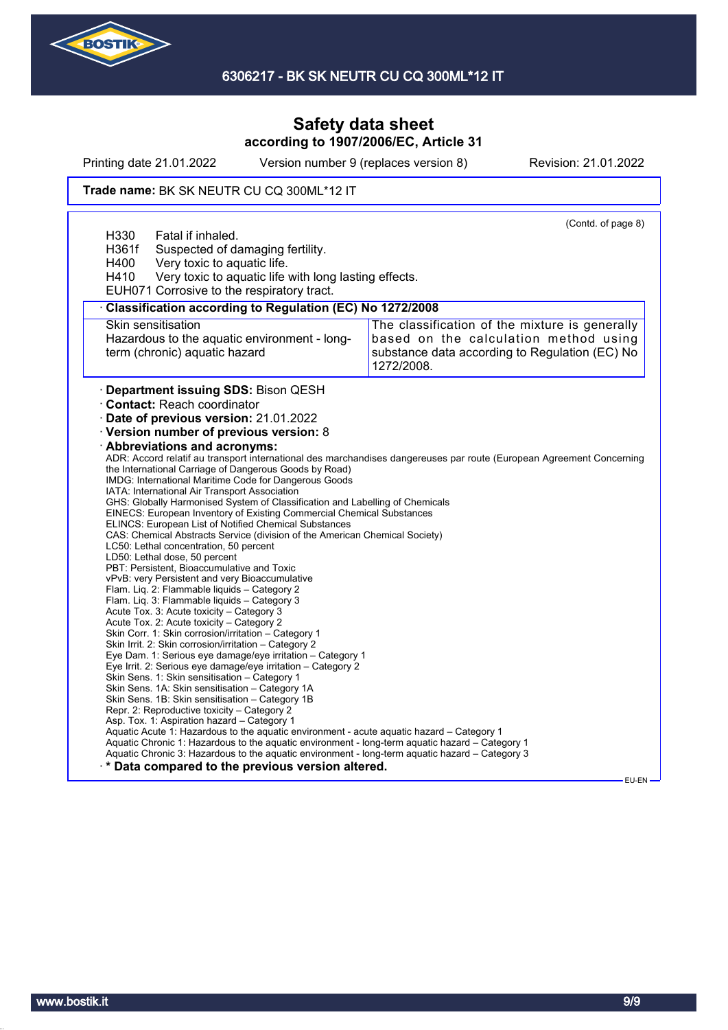# Safety data sheet
## according to 1907/2006/EC, Article 31

Printing date 21.01.2022 Version number 9 (replaces version 8) Revision: 21.01.2022

**Trade name:** BK SK NEUTR CU CQ 300ML*12 IT

(Contd. of page 8)

H330 Fatal if inhaled.
H361f Suspected of damaging fertility.
H400 Very toxic to aquatic life.
H410 Very toxic to aquatic life with long lasting effects.
EUH071 Corrosive to the respiratory tract.

· **Classification according to Regulation (EC) No 1272/2008**

| | |
|---|---|
| Skin sensitisation<br>Hazardous to the aquatic environment - long-term (chronic) aquatic hazard | The classification of the mixture is generally based on the calculation method using substance data according to Regulation (EC) No 1272/2008. |

· **Department issuing SDS:** Bison QESH
· **Contact:** Reach coordinator
· **Date of previous version:** 21.01.2022
· **Version number of previous version:** 8
· **Abbreviations and acronyms:**
ADR: Accord relatif au transport international des marchandises dangereuses par route (European Agreement Concerning the International Carriage of Dangerous Goods by Road)
IMDG: International Maritime Code for Dangerous Goods
IATA: International Air Transport Association
GHS: Globally Harmonised System of Classification and Labelling of Chemicals
EINECS: European Inventory of Existing Commercial Chemical Substances
ELINCS: European List of Notified Chemical Substances
CAS: Chemical Abstracts Service (division of the American Chemical Society)
LC50: Lethal concentration, 50 percent
LD50: Lethal dose, 50 percent
PBT: Persistent, Bioaccumulative and Toxic
vPvB: very Persistent and very Bioaccumulative
Flam. Liq. 2: Flammable liquids – Category 2
Flam. Liq. 3: Flammable liquids – Category 3
Acute Tox. 3: Acute toxicity – Category 3
Acute Tox. 2: Acute toxicity – Category 2
Skin Corr. 1: Skin corrosion/irritation – Category 1
Skin Irrit. 2: Skin corrosion/irritation – Category 2
Eye Dam. 1: Serious eye damage/eye irritation – Category 1
Eye Irrit. 2: Serious eye damage/eye irritation – Category 2
Skin Sens. 1: Skin sensitisation – Category 1
Skin Sens. 1A: Skin sensitisation – Category 1A
Skin Sens. 1B: Skin sensitisation – Category 1B
Repr. 2: Reproductive toxicity – Category 2
Asp. Tox. 1: Aspiration hazard – Category 1
Aquatic Acute 1: Hazardous to the aquatic environment - acute aquatic hazard – Category 1
Aquatic Chronic 1: Hazardous to the aquatic environment - long-term aquatic hazard – Category 1
Aquatic Chronic 3: Hazardous to the aquatic environment - long-term aquatic hazard – Category 3

· **\* Data compared to the previous version altered.**

EU-EN